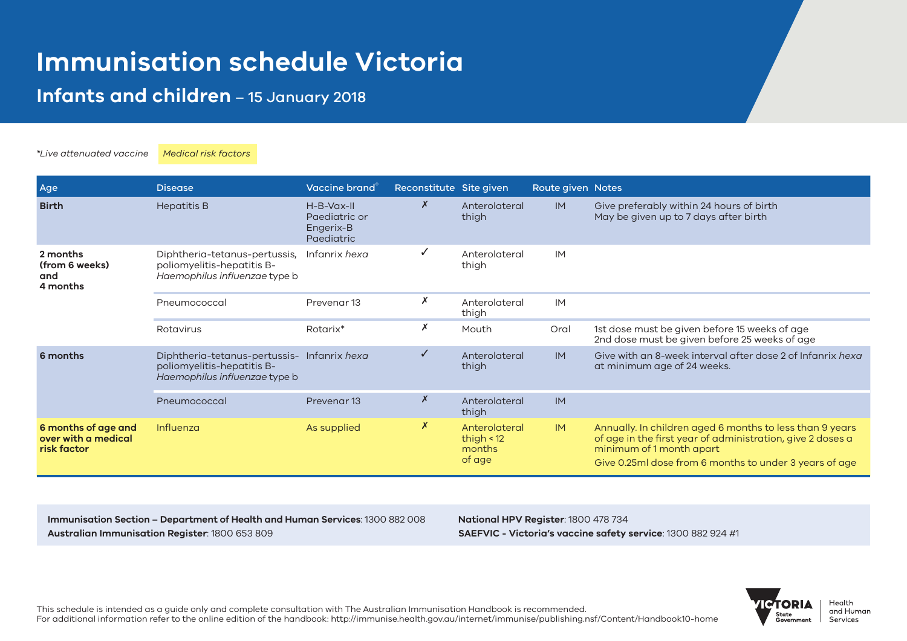# Immunisation schedule Victoria

## Infants and children – 15 January 2018

*\*Live attenuated vaccine*   *Medical risk factors*

| Age | Disease | Vaccine brand® | Reconstitute | Site given | Route given | Notes |
|---|---|---|---|---|---|---|
| **Birth** | Hepatitis B | H-B-Vax-II Paediatric or Engerix-B Paediatric | ✗ | Anterolateral thigh | IM | Give preferably within 24 hours of birth<br>May be given up to 7 days after birth |
| **2 months (from 6 weeks) and 4 months** | Diphtheria-tetanus-pertussis, poliomyelitis-hepatitis B-*Haemophilus influenzae* type b | Infanrix *hexa* | ✓ | Anterolateral thigh | IM | |
| | Pneumococcal | Prevenar 13 | ✗ | Anterolateral thigh | IM | |
| | Rotavirus | Rotarix* | ✗ | Mouth | Oral | 1st dose must be given before 15 weeks of age<br>2nd dose must be given before 25 weeks of age |
| **6 months** | Diphtheria-tetanus-pertussis-poliomyelitis-hepatitis B-*Haemophilus influenzae* type b | Infanrix *hexa* | ✓ | Anterolateral thigh | IM | Give with an 8-week interval after dose 2 of Infanrix *hexa* at minimum age of 24 weeks. |
| | Pneumococcal | Prevenar 13 | ✗ | Anterolateral thigh | IM | |
| **6 months of age and over with a medical risk factor** | Influenza | As supplied | ✗ | Anterolateral thigh < 12 months of age | IM | Annually. In children aged 6 months to less than 9 years of age in the first year of administration, give 2 doses a minimum of 1 month apart<br>Give 0.25ml dose from 6 months to under 3 years of age |

**Immunisation Section – Department of Health and Human Services**: 1300 882 008
**Australian Immunisation Register**: 1800 653 809
**National HPV Register**: 1800 478 734
**SAEFVIC - Victoria's vaccine safety service**: 1300 882 924 #1

This schedule is intended as a guide only and complete consultation with The Australian Immunisation Handbook is recommended.
For additional information refer to the online edition of the handbook: http://immunise.health.gov.au/internet/immunise/publishing.nsf/Content/Handbook10-home

VICTORIA State Government | Health and Human Services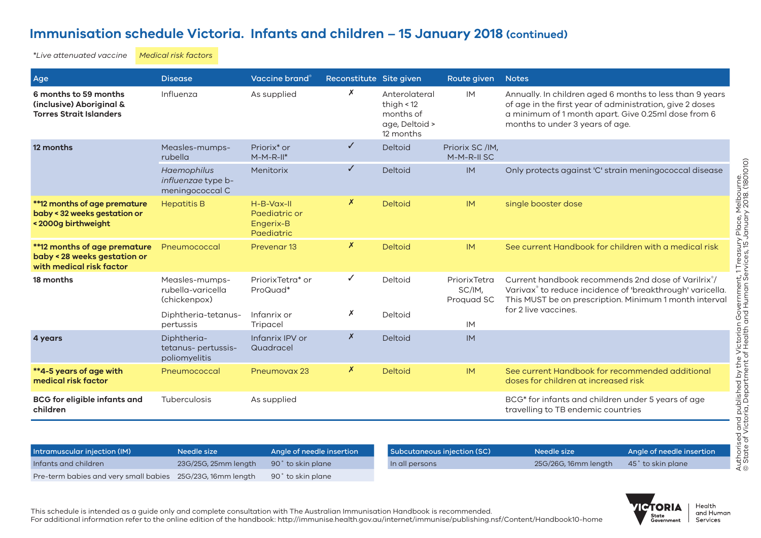# Immunisation schedule Victoria. Infants and children – 15 January 2018 (continued)

*\*Live attenuated vaccine* &nbsp;&nbsp; *Medical risk factors*

| Age | Disease | Vaccine brand® | Reconstitute | Site given | Route given | Notes |
|---|---|---|---|---|---|---|
| **6 months to 59 months (inclusive) Aboriginal & Torres Strait Islanders** | Influenza | As supplied | ✗ | Anterolateral thigh < 12 months of age, Deltoid > 12 months | IM | Annually. In children aged 6 months to less than 9 years of age in the first year of administration, give 2 doses a minimum of 1 month apart. Give 0.25ml dose from 6 months to under 3 years of age. |
| **12 months** | Measles-mumps-rubella | Priorix* or M-M-R-II* | ✓ | Deltoid | Priorix SC /IM, M-M-R-II SC | |
| | *Haemophilus influenzae* type b-meningococcal C | Menitorix | ✓ | Deltoid | IM | Only protects against 'C' strain meningococcal disease |
| **\*\*12 months of age premature baby < 32 weeks gestation or < 2000g birthweight** | Hepatitis B | H-B-Vax-II Paediatric or Engerix-B Paediatric | ✗ | Deltoid | IM | single booster dose |
| **\*\*12 months of age premature baby < 28 weeks gestation or with medical risk factor** | Pneumococcal | Prevenar 13 | ✗ | Deltoid | IM | See current Handbook for children with a medical risk |
| **18 months** | Measles-mumps-rubella-varicella (chickenpox) | PriorixTetra* or ProQuad* | ✓ | Deltoid | PriorixTetra SC/IM, Proquad SC | Current handbook recommends 2nd dose of Varilrix®/ Varivax® to reduce incidence of 'breakthrough' varicella. This MUST be on prescription. Minimum 1 month interval for 2 live vaccines. |
| | Diphtheria-tetanus-pertussis | Infanrix or Tripacel | ✗ | Deltoid | IM | |
| **4 years** | Diphtheria-tetanus- pertussis-poliomyelitis | Infanrix IPV or Quadracel | ✗ | Deltoid | IM | |
| **\*\*4-5 years of age with medical risk factor** | Pneumococcal | Pneumovax 23 | ✗ | Deltoid | IM | See current Handbook for recommended additional doses for children at increased risk |
| **BCG for eligible infants and children** | Tuberculosis | As supplied | | | | BCG* for infants and children under 5 years of age travelling to TB endemic countries |

| Intramuscular injection (IM) | Needle size | Angle of needle insertion |
|---|---|---|
| Infants and children | 23G/25G, 25mm length | 90˚ to skin plane |
| Pre-term babies and very small babies | 25G/23G, 16mm length | 90˚ to skin plane |

| Subcutaneous injection (SC) | Needle size | Angle of needle insertion |
|---|---|---|
| In all persons | 25G/26G, 16mm length | 45˚ to skin plane |

This schedule is intended as a guide only and complete consultation with The Australian Immunisation Handbook is recommended.
For additional information refer to the online edition of the handbook: http://immunise.health.gov.au/internet/immunise/publishing.nsf/Content/Handbook10-home

Authorised and published by the Victorian Government, 1 Treasury Place, Melbourne.
© State of Victoria, Department of Health and Human Services, 15 January 2018. (1801010)

VICTORIA State Government | Health and Human Services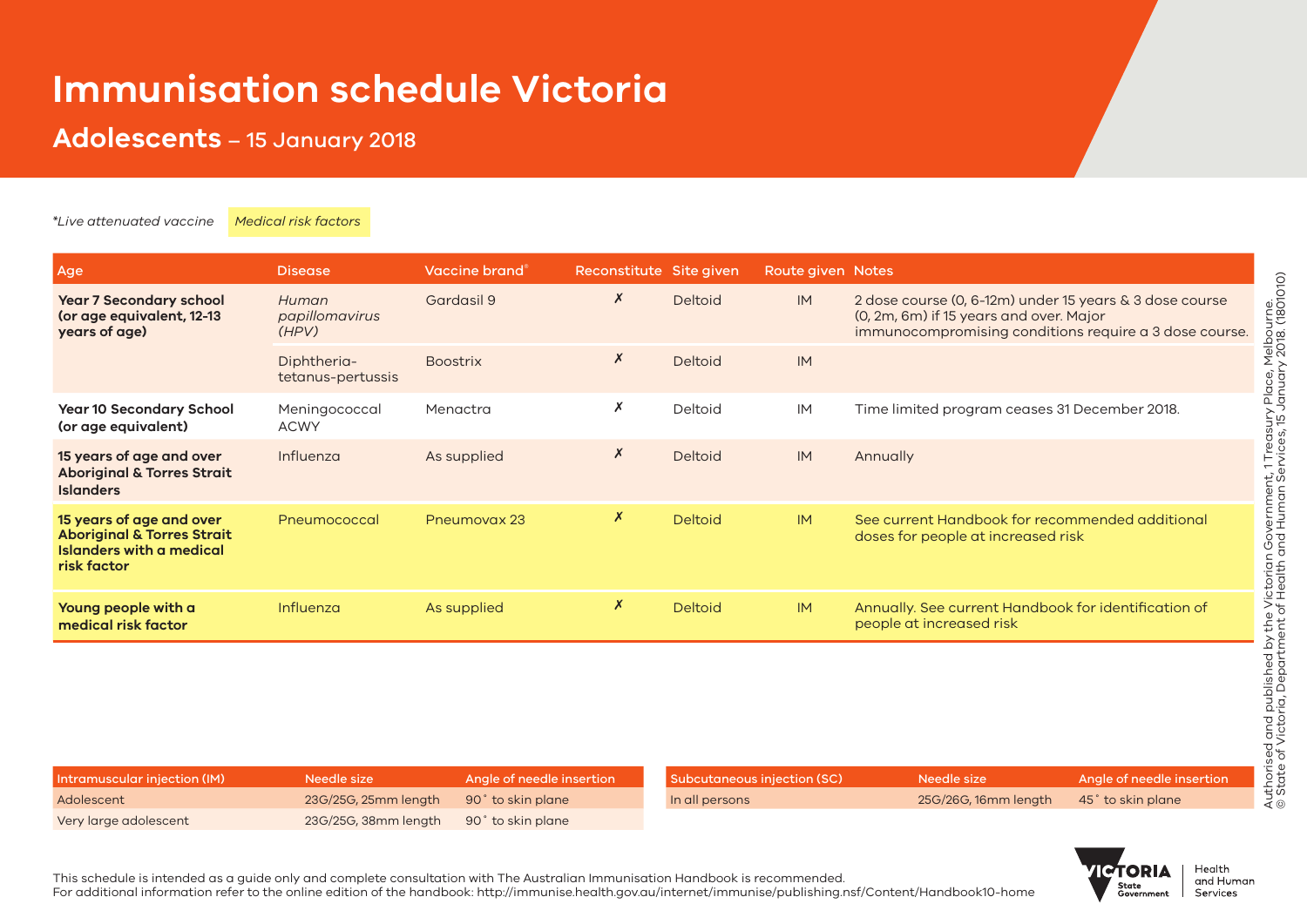# Immunisation schedule Victoria

## Adolescents – 15 January 2018

*\*Live attenuated vaccine* *Medical risk factors*

| Age | Disease | Vaccine brand® | Reconstitute | Site given | Route given | Notes |
|---|---|---|---|---|---|---|
| **Year 7 Secondary school (or age equivalent, 12-13 years of age)** | *Human papillomavirus (HPV)* | Gardasil 9 | ✗ | Deltoid | IM | 2 dose course (0, 6-12m) under 15 years & 3 dose course (0, 2m, 6m) if 15 years and over. Major immunocompromising conditions require a 3 dose course. |
| | Diphtheria-tetanus-pertussis | Boostrix | ✗ | Deltoid | IM | |
| **Year 10 Secondary School (or age equivalent)** | Meningococcal ACWY | Menactra | ✗ | Deltoid | IM | Time limited program ceases 31 December 2018. |
| **15 years of age and over Aboriginal & Torres Strait Islanders** | Influenza | As supplied | ✗ | Deltoid | IM | Annually |
| **15 years of age and over Aboriginal & Torres Strait Islanders with a medical risk factor** | Pneumococcal | Pneumovax 23 | ✗ | Deltoid | IM | See current Handbook for recommended additional doses for people at increased risk |
| **Young people with a medical risk factor** | Influenza | As supplied | ✗ | Deltoid | IM | Annually. See current Handbook for identification of people at increased risk |

| Intramuscular injection (IM) | Needle size | Angle of needle insertion |
|---|---|---|
| Adolescent | 23G/25G, 25mm length | 90˚ to skin plane |
| Very large adolescent | 23G/25G, 38mm length | 90˚ to skin plane |

| Subcutaneous injection (SC) | Needle size | Angle of needle insertion |
|---|---|---|
| In all persons | 25G/26G, 16mm length | 45˚ to skin plane |

This schedule is intended as a guide only and complete consultation with The Australian Immunisation Handbook is recommended.
For additional information refer to the online edition of the handbook: http://immunise.health.gov.au/internet/immunise/publishing.nsf/Content/Handbook10-home

Authorised and published by the Victorian Government, 1 Treasury Place, Melbourne.
© State of Victoria, Department of Health and Human Services, 15 January 2018. (1801010)

VICTORIA State Government | Health and Human Services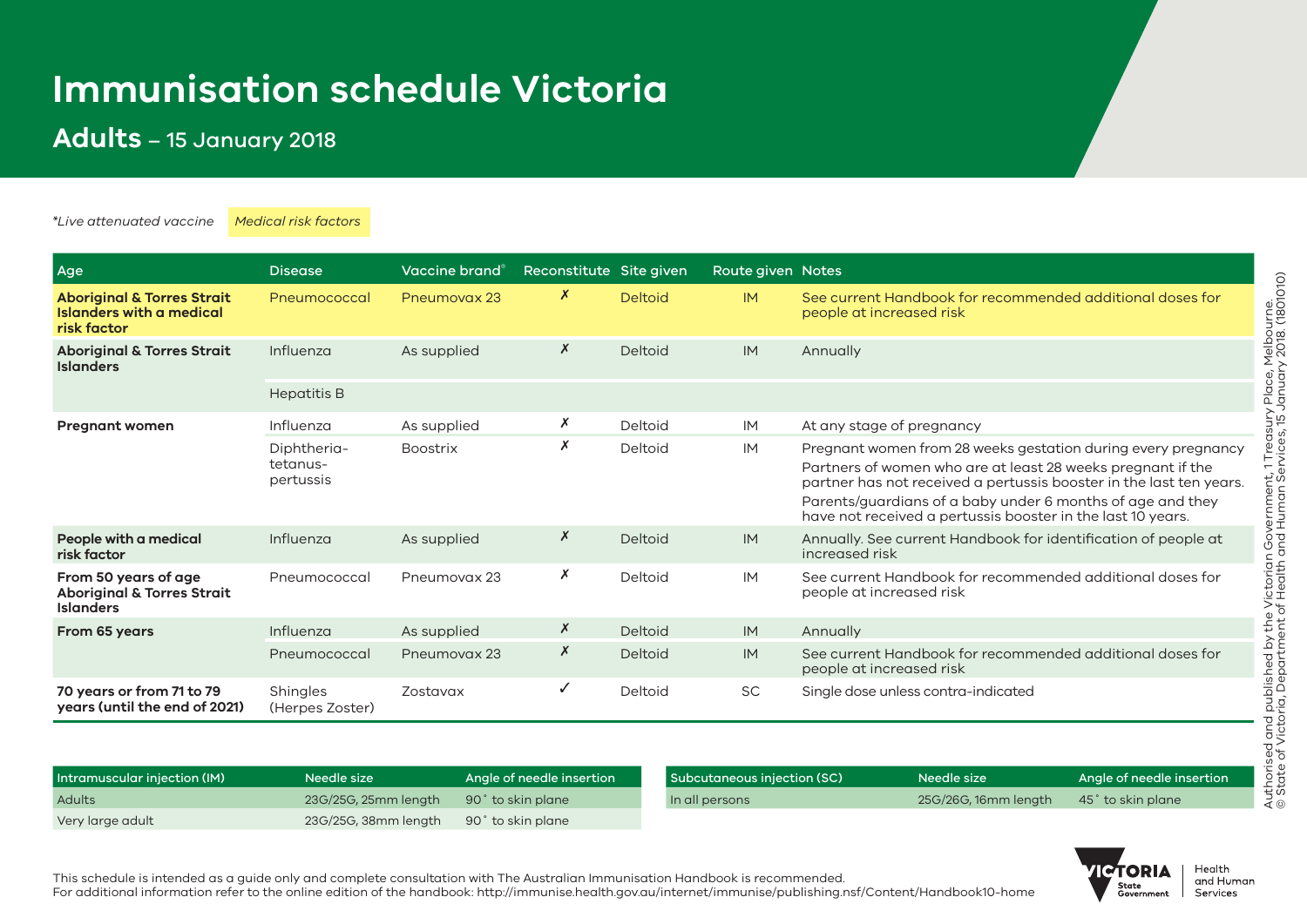# Immunisation schedule Victoria

## Adults – 15 January 2018

*\*Live attenuated vaccine*  *Medical risk factors*

| Age | Disease | Vaccine brand® | Reconstitute | Site given | Route given | Notes |
|---|---|---|---|---|---|---|
| **Aboriginal & Torres Strait Islanders with a medical risk factor** | Pneumococcal | Pneumovax 23 | ✗ | Deltoid | IM | See current Handbook for recommended additional doses for people at increased risk |
| **Aboriginal & Torres Strait Islanders** | Influenza | As supplied | ✗ | Deltoid | IM | Annually |
| | Hepatitis B | | | | | |
| **Pregnant women** | Influenza | As supplied | ✗ | Deltoid | IM | At any stage of pregnancy |
| | Diphtheria-tetanus-pertussis | Boostrix | ✗ | Deltoid | IM | Pregnant women from 28 weeks gestation during every pregnancy<br>Partners of women who are at least 28 weeks pregnant if the partner has not received a pertussis booster in the last ten years.<br>Parents/guardians of a baby under 6 months of age and they have not received a pertussis booster in the last 10 years. |
| **People with a medical risk factor** | Influenza | As supplied | ✗ | Deltoid | IM | Annually. See current Handbook for identification of people at increased risk |
| **From 50 years of age Aboriginal & Torres Strait Islanders** | Pneumococcal | Pneumovax 23 | ✗ | Deltoid | IM | See current Handbook for recommended additional doses for people at increased risk |
| **From 65 years** | Influenza | As supplied | ✗ | Deltoid | IM | Annually |
| | Pneumococcal | Pneumovax 23 | ✗ | Deltoid | IM | See current Handbook for recommended additional doses for people at increased risk |
| **70 years or from 71 to 79 years (until the end of 2021)** | Shingles (Herpes Zoster) | Zostavax | ✓ | Deltoid | SC | Single dose unless contra-indicated |

| Intramuscular injection (IM) | Needle size | Angle of needle insertion |
|---|---|---|
| Adults | 23G/25G, 25mm length | 90˚ to skin plane |
| Very large adult | 23G/25G, 38mm length | 90˚ to skin plane |

| Subcutaneous injection (SC) | Needle size | Angle of needle insertion |
|---|---|---|
| In all persons | 25G/26G, 16mm length | 45˚ to skin plane |

This schedule is intended as a guide only and complete consultation with The Australian Immunisation Handbook is recommended.
For additional information refer to the online edition of the handbook: http://immunise.health.gov.au/internet/immunise/publishing.nsf/Content/Handbook10-home

Authorised and published by the Victorian Government, 1 Treasury Place, Melbourne.
© State of Victoria, Department of Health and Human Services, 15 January 2018. (1801010)

Victoria State Government | Health and Human Services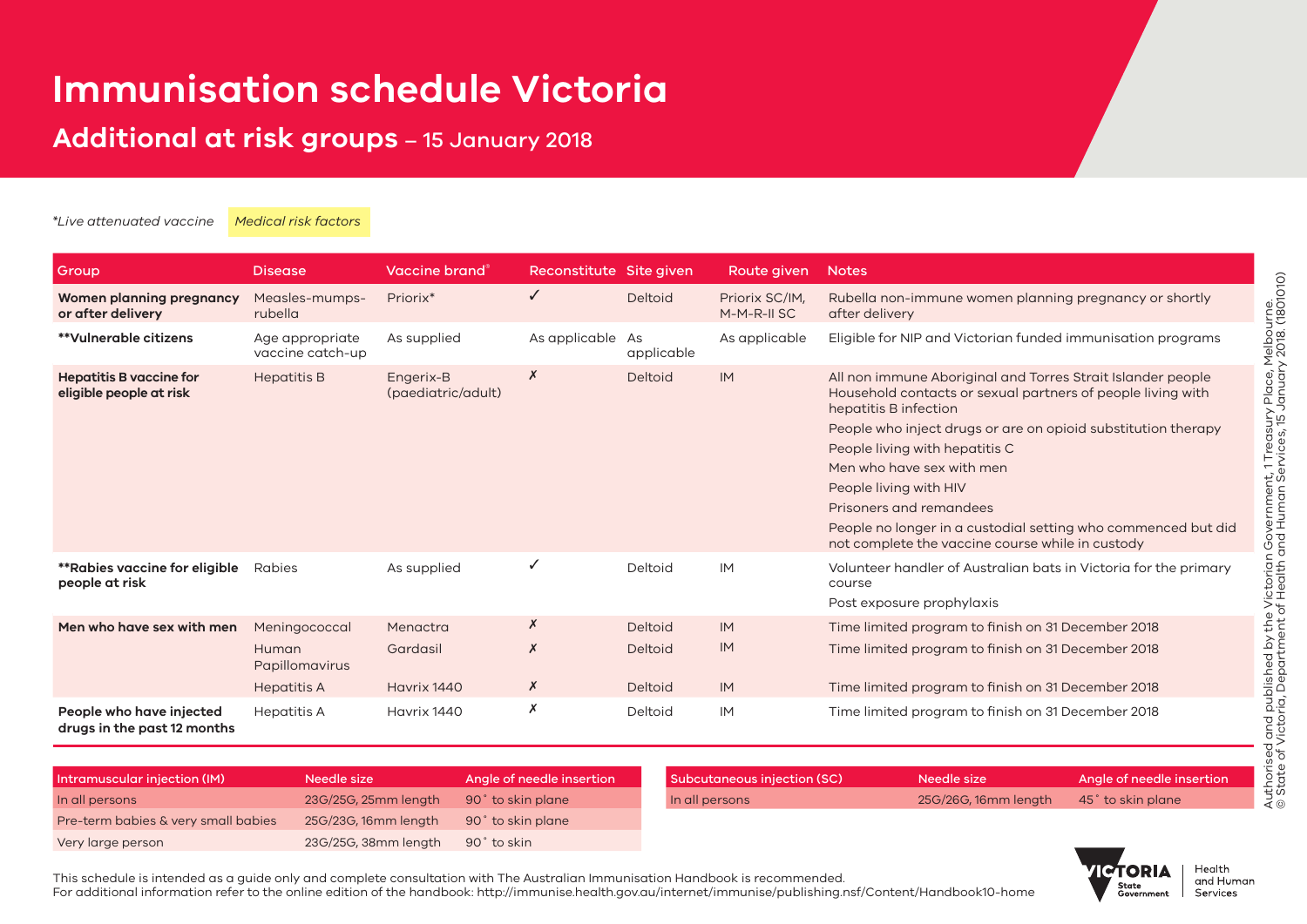# Immunisation schedule Victoria

## Additional at risk groups – 15 January 2018

*\*Live attenuated vaccine*  *Medical risk factors*

| Group | Disease | Vaccine brand® | Reconstitute | Site given | Route given | Notes |
|---|---|---|---|---|---|---|
| **Women planning pregnancy or after delivery** | Measles-mumps-rubella | Priorix* | ✓ | Deltoid | Priorix SC/IM, M-M-R-II SC | Rubella non-immune women planning pregnancy or shortly after delivery |
| **\*\*Vulnerable citizens** | Age appropriate vaccine catch-up | As supplied | As applicable | As applicable | As applicable | Eligible for NIP and Victorian funded immunisation programs |
| **Hepatitis B vaccine for eligible people at risk** | Hepatitis B | Engerix-B (paediatric/adult) | ✗ | Deltoid | IM | All non immune Aboriginal and Torres Strait Islander people<br>Household contacts or sexual partners of people living with hepatitis B infection<br>People who inject drugs or are on opioid substitution therapy<br>People living with hepatitis C<br>Men who have sex with men<br>People living with HIV<br>Prisoners and remandees<br>People no longer in a custodial setting who commenced but did not complete the vaccine course while in custody |
| **\*\*Rabies vaccine for eligible people at risk** | Rabies | As supplied | ✓ | Deltoid | IM | Volunteer handler of Australian bats in Victoria for the primary course<br>Post exposure prophylaxis |
| **Men who have sex with men** | Meningococcal | Menactra | ✗ | Deltoid | IM | Time limited program to finish on 31 December 2018 |
| | Human Papillomavirus | Gardasil | ✗ | Deltoid | IM | Time limited program to finish on 31 December 2018 |
| | Hepatitis A | Havrix 1440 | ✗ | Deltoid | IM | Time limited program to finish on 31 December 2018 |
| **People who have injected drugs in the past 12 months** | Hepatitis A | Havrix 1440 | ✗ | Deltoid | IM | Time limited program to finish on 31 December 2018 |

| Intramuscular injection (IM) | Needle size | Angle of needle insertion |
|---|---|---|
| In all persons | 23G/25G, 25mm length | 90˚ to skin plane |
| Pre-term babies & very small babies | 25G/23G, 16mm length | 90˚ to skin plane |
| Very large person | 23G/25G, 38mm length | 90˚ to skin |

| Subcutaneous injection (SC) | Needle size | Angle of needle insertion |
|---|---|---|
| In all persons | 25G/26G, 16mm length | 45˚ to skin plane |

This schedule is intended as a guide only and complete consultation with The Australian Immunisation Handbook is recommended.
For additional information refer to the online edition of the handbook: http://immunise.health.gov.au/internet/immunise/publishing.nsf/Content/Handbook10-home

Authorised and published by the Victorian Government, 1 Treasury Place, Melbourne.
© State of Victoria, Department of Health and Human Services, 15 January 2018. (1801010)

Victoria State Government | Health and Human Services